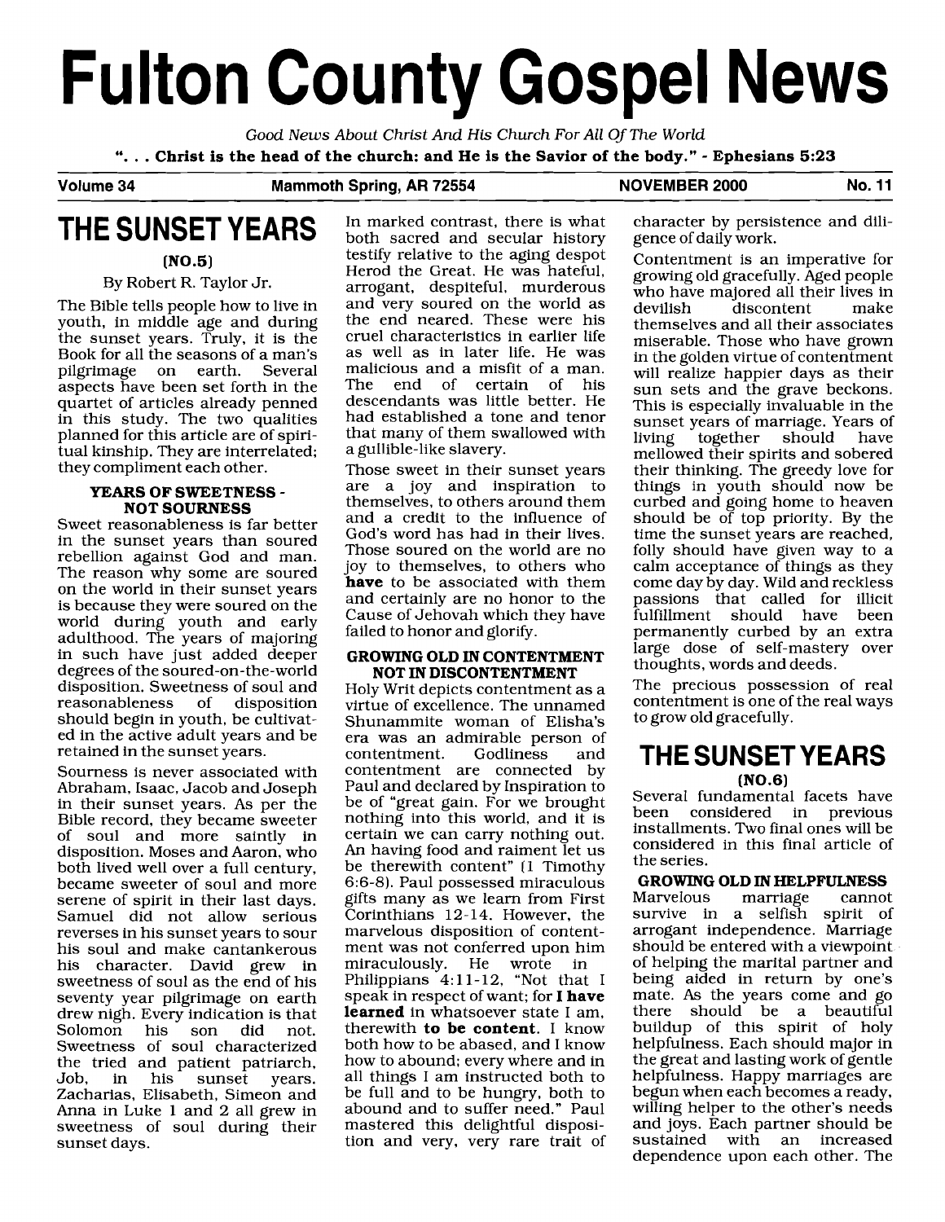# Fulton County Gospel News

*Good News About Christ And His Church For All Of The World*

**". . . Christ is the head of the church: and He is the Savior of the body." - Ephesians 5:23**

**Volume 34** **Mammoth Spring, AR 72554** **NOVEMBER 2000** **No. 11**

## THE SUNSET YEARS

**(NO.5)**

By Robert R. Taylor Jr.

The Bible tells people how to live in youth, in middle age and during the sunset years. Truly, it is the Book for all the seasons of a man's pilgrimage on earth. Several aspects have been set forth in the quartet of articles already penned in this study. The two qualities planned for this article are of spiritual kinship. They are interrelated; they compliment each other.

### YEARS OF SWEETNESS - NOT SOURNESS

Sweet reasonableness is far better in the sunset years than soured rebellion against God and man. The reason why some are soured on the world in their sunset years is because they were soured on the world during youth and early adulthood. The years of majoring in such have just added deeper degrees of the soured-on-the-world disposition. Sweetness of soul and reasonableness of disposition should begin in youth, be cultivated in the active adult years and be retained in the sunset years.

Sourness is never associated with Abraham, Isaac, Jacob and Joseph in their sunset years. As per the Bible record, they became sweeter of soul and more saintly in disposition. Moses and Aaron, who both lived well over a full century, became sweeter of soul and more serene of spirit in their last days. Samuel did not allow serious reverses in his sunset years to sour his soul and make cantankerous his character. David grew in sweetness of soul as the end of his seventy year pilgrimage on earth drew nigh. Every indication is that Solomon his son did not. Sweetness of soul characterized the tried and patient patriarch, Job, in his sunset years. Zacharias, Elisabeth, Simeon and Anna in Luke 1 and 2 all grew in sweetness of soul during their sunset days.

In marked contrast, there is what both sacred and secular history testify relative to the aging despot Herod the Great. He was hateful, arrogant, despiteful, murderous and very soured on the world as the end neared. These were his cruel characteristics in earlier life as well as in later life. He was malicious and a misfit of a man. The end of certain of his descendants was little better. He had established a tone and tenor that many of them swallowed with a gullible-like slavery.

Those sweet in their sunset years are a joy and inspiration to themselves, to others around them and a credit to the influence of God's word has had in their lives. Those soured on the world are no joy to themselves, to others who **have** to be associated with them and certainly are no honor to the Cause of Jehovah which they have failed to honor and glorify.

### GROWING OLD IN CONTENTMENT NOT IN DISCONTENTMENT

Holy Writ depicts contentment as a virtue of excellence. The unnamed Shunammite woman of Elisha's era was an admirable person of contentment. Godliness and contentment are connected by Paul and declared by Inspiration to be of "great gain. For we brought nothing into this world, and it is certain we can carry nothing out. An having food and raiment let us be therewith content" (1 Timothy 6:6-8). Paul possessed miraculous gifts many as we learn from First Corinthians 12-14. However, the marvelous disposition of contentment was not conferred upon him miraculously. He wrote in Philippians 4:11-12, "Not that I speak in respect of want; for **I have learned** in whatsoever state I am, therewith **to be content**. I know both how to be abased, and I know how to abound; every where and in all things I am instructed both to be full and to be hungry, both to abound and to suffer need." Paul mastered this delightful disposition and very, very rare trait of character by persistence and diligence of daily work.

Contentment is an imperative for growing old gracefully. Aged people who have majored all their lives in devilish discontent make themselves and all their associates miserable. Those who have grown in the golden virtue of contentment will realize happier days as their sun sets and the grave beckons. This is especially invaluable in the sunset years of marriage. Years of living together should have mellowed their spirits and sobered their thinking. The greedy love for things in youth should now be curbed and going home to heaven should be of top priority. By the time the sunset years are reached, folly should have given way to a calm acceptance of things as they come day by day. Wild and reckless passions that called for illicit fulfillment should have been permanently curbed by an extra large dose of self-mastery over thoughts, words and deeds.

The precious possession of real contentment is one of the real ways to grow old gracefully.

## THE SUNSET YEARS

**(NO.6)**

Several fundamental facets have been considered in previous installments. Two final ones will be considered in this final article of the series.

### GROWING OLD IN HELPFULNESS

Marvelous marriage cannot survive in a selfish spirit of arrogant independence. Marriage should be entered with a viewpoint of helping the marital partner and being aided in return by one's mate. As the years come and go there should be a beautiful buildup of this spirit of holy helpfulness. Each should major in the great and lasting work of gentle helpfulness. Happy marriages are begun when each becomes a ready, willing helper to the other's needs and joys. Each partner should be sustained with an increased dependence upon each other. The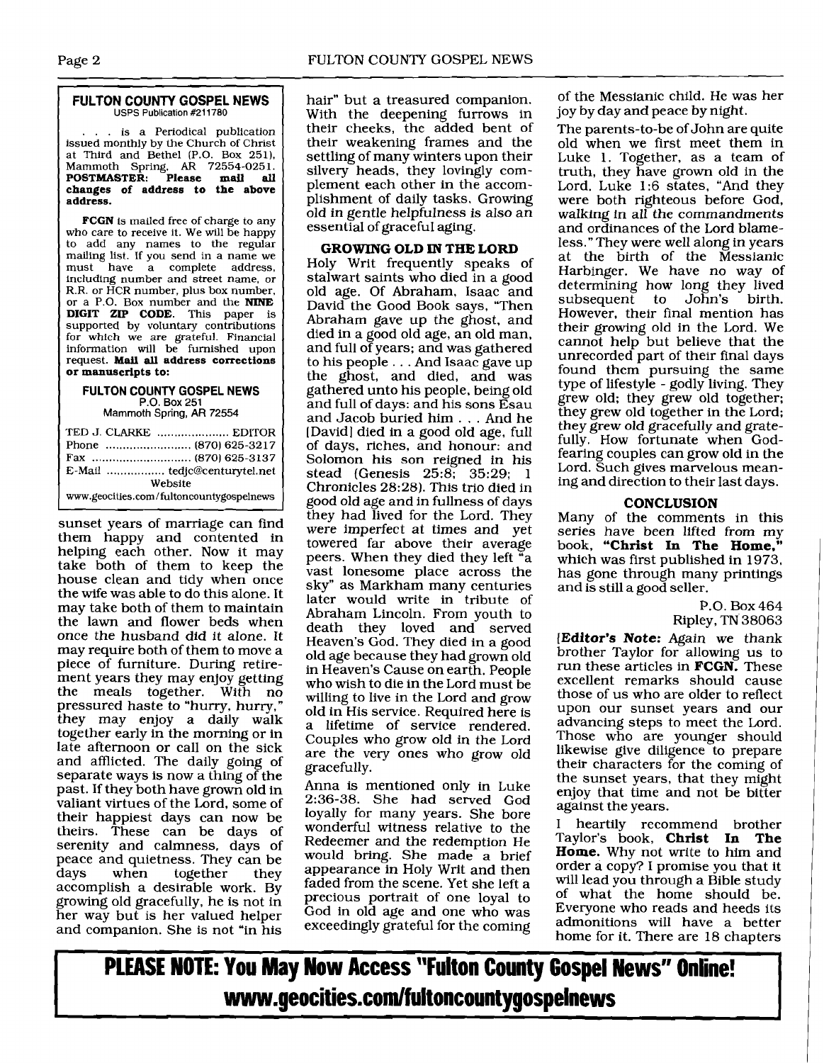## FULTON COUNTY GOSPEL NEWS

USPS Publication #211780

. . . is a Periodical publication issued monthly by the Church of Christ at Third and Bethel (P.O. Box 251), Mammoth Spring, AR 72554-0251. **POSTMASTER: Please mail all changes of address to the above address.**

**FCGN** is mailed free of charge to any who care to receive it. We will be happy to add any names to the regular mailing list. If you send in a name we must have a complete address, including number and street name, or R.R. or HCR number, plus box number, or a P.O. Box number and the **NINE DIGIT ZIP CODE.** This paper is supported by voluntary contributions for which we are grateful. Financial information will be furnished upon request. **Mail all address corrections or manuscripts to:**

**FULTON COUNTY GOSPEL NEWS**
P.O. Box 251
Mammoth Spring, AR 72554

TED J. CLARKE .................... EDITOR
Phone ........................ (870) 625-3217
Fax ........................... (870) 625-3137
E-Mail ................ tedjc@centurytel.net
Website
www.geocities.com/fultoncountygospelnews

sunset years of marriage can find them happy and contented in helping each other. Now it may take both of them to keep the house clean and tidy when once the wife was able to do this alone. It may take both of them to maintain the lawn and flower beds when once the husband did it alone. It may require both of them to move a piece of furniture. During retirement years they may enjoy getting the meals together. With no pressured haste to "hurry, hurry," they may enjoy a daily walk together early in the morning or in late afternoon or call on the sick and afflicted. The daily going of separate ways is now a thing of the past. If they both have grown old in valiant virtues of the Lord, some of their happiest days can now be theirs. These can be days of serenity and calmness, days of peace and quietness. They can be days when together they accomplish a desirable work. By growing old gracefully, he is not in her way but is her valued helper and companion. She is not "in his hair" but a treasured companion. With the deepening furrows in their cheeks, the added bent of their weakening frames and the settling of many winters upon their silvery heads, they lovingly complement each other in the accomplishment of daily tasks. Growing old in gentle helpfulness is also an essential of graceful aging.

### GROWING OLD IN THE LORD

Holy Writ frequently speaks of stalwart saints who died in a good old age. Of Abraham, Isaac and David the Good Book says, "Then Abraham gave up the ghost, and died in a good old age, an old man, and full of years; and was gathered to his people . . . And Isaac gave up the ghost, and died, and was gathered unto his people, being old and full of days: and his sons Esau and Jacob buried him . . . And he [David] died in a good old age, full of days, riches, and honour: and Solomon his son reigned in his stead (Genesis 25:8; 35:29; 1 Chronicles 28:28). This trio died in good old age and in fullness of days they had lived for the Lord. They were imperfect at times and yet towered far above their average peers. When they died they left "a vast lonesome place across the sky" as Markham many centuries later would write in tribute of Abraham Lincoln. From youth to death they loved and served Heaven's God. They died in a good old age because they had grown old in Heaven's Cause on earth. People who wish to die in the Lord must be willing to live in the Lord and grow old in His service. Required here is a lifetime of service rendered. Couples who grow old in the Lord are the very ones who grow old gracefully.

Anna is mentioned only in Luke 2:36-38. She had served God loyally for many years. She bore wonderful witness relative to the Redeemer and the redemption He would bring. She made a brief appearance in Holy Writ and then faded from the scene. Yet she left a precious portrait of one loyal to God in old age and one who was exceedingly grateful for the coming of the Messianic child. He was her joy by day and peace by night.

The parents-to-be of John are quite old when we first meet them in Luke 1. Together, as a team of truth, they have grown old in the Lord. Luke 1:6 states, "And they were both righteous before God, walking in all the commandments and ordinances of the Lord blameless." They were well along in years at the birth of the Messianic Harbinger. We have no way of determining how long they lived subsequent to John's birth. However, their final mention has their growing old in the Lord. We cannot help but believe that the unrecorded part of their final days found them pursuing the same type of lifestyle - godly living. They grew old; they grew old together; they grew old together in the Lord; they grew old gracefully and gratefully. How fortunate when God-fearing couples can grow old in the Lord. Such gives marvelous meaning and direction to their last days.

### CONCLUSION

Many of the comments in this series have been lifted from my book, **"Christ In The Home,"** which was first published in 1973, has gone through many printings and is still a good seller.

P.O. Box 464
Ripley, TN 38063

[***Editor's Note:*** *Again we thank brother Taylor for allowing us to run these articles in* **FCGN.** *These excellent remarks should cause those of us who are older to reflect upon our sunset years and our advancing steps to meet the Lord. Those who are younger should likewise give diligence to prepare their characters for the coming of the sunset years, that they might enjoy that time and not be bitter against the years.*

I heartily recommend brother Taylor's book, **Christ In The Home.** Why not write to him and order a copy? I promise you that it will lead you through a Bible study of what the home should be. Everyone who reads and heeds its admonitions will have a better home for it. There are 18 chapters

**PLEASE NOTE: You May Now Access "Fulton County Gospel News" Online!**
**www.geocities.com/fultoncountygospelnews**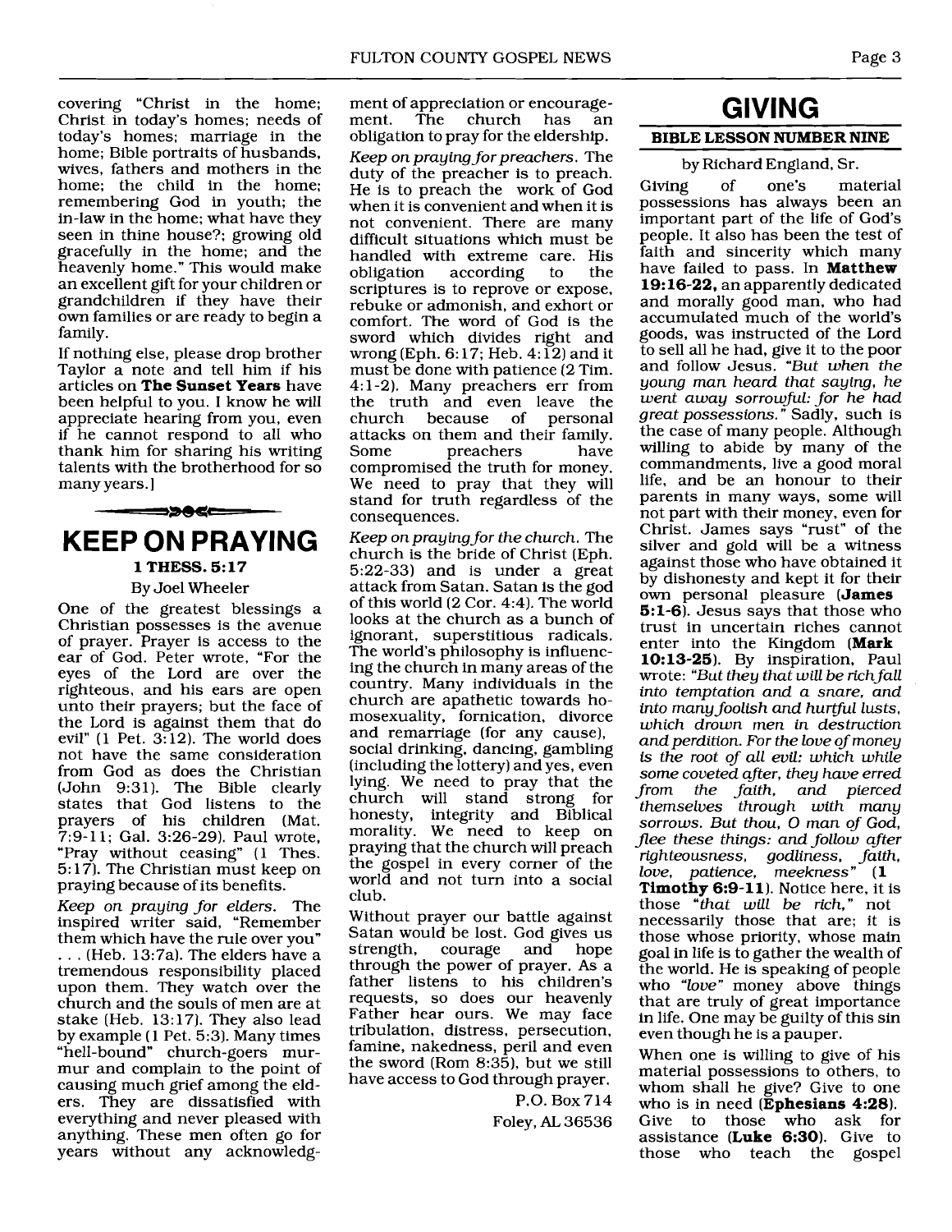covering "Christ in the home; Christ in today's homes; needs of today's homes; marriage in the home; Bible portraits of husbands, wives, fathers and mothers in the home; the child in the home; remembering God in youth; the in-law in the home; what have they seen in thine house?; growing old gracefully in the home; and the heavenly home." This would make an excellent gift for your children or grandchildren if they have their own families or are ready to begin a family.

If nothing else, please drop brother Taylor a note and tell him if his articles on **The Sunset Years** have been helpful to you. I know he will appreciate hearing from you, even if he cannot respond to all who thank him for sharing his writing talents with the brotherhood for so many years.]

# KEEP ON PRAYING

**1 THESS. 5:17**

By Joel Wheeler

One of the greatest blessings a Christian possesses is the avenue of prayer. Prayer is access to the ear of God. Peter wrote, "For the eyes of the Lord are over the righteous, and his ears are open unto their prayers; but the face of the Lord is against them that do evil" (1 Pet. 3:12). The world does not have the same consideration from God as does the Christian (John 9:31). The Bible clearly states that God listens to the prayers of his children (Mat. 7:9-11; Gal. 3:26-29). Paul wrote, "Pray without ceasing" (1 Thes. 5:17). The Christian must keep on praying because of its benefits.

*Keep on praying for elders.* The inspired writer said, "Remember them which have the rule over you" . . . (Heb. 13:7a). The elders have a tremendous responsibility placed upon them. They watch over the church and the souls of men are at stake (Heb. 13:17). They also lead by example (1 Pet. 5:3). Many times "hell-bound" church-goers murmur and complain to the point of causing much grief among the elders. They are dissatisfied with everything and never pleased with anything. These men often go for years without any acknowledgment of appreciation or encouragement. The church has an obligation to pray for the eldership.

*Keep on praying for preachers.* The duty of the preacher is to preach. He is to preach the work of God when it is convenient and when it is not convenient. There are many difficult situations which must be handled with extreme care. His obligation according to the scriptures is to reprove or expose, rebuke or admonish, and exhort or comfort. The word of God is the sword which divides right and wrong (Eph. 6:17; Heb. 4:12) and it must be done with patience (2 Tim. 4:1-2). Many preachers err from the truth and even leave the church because of personal attacks on them and their family. Some preachers have compromised the truth for money. We need to pray that they will stand for truth regardless of the consequences.

*Keep on praying for the church.* The church is the bride of Christ (Eph. 5:22-33) and is under a great attack from Satan. Satan is the god of this world (2 Cor. 4:4). The world looks at the church as a bunch of ignorant, superstitious radicals. The world's philosophy is influencing the church in many areas of the country. Many individuals in the church are apathetic towards homosexuality, fornication, divorce and remarriage (for any cause), social drinking, dancing, gambling (including the lottery) and yes, even lying. We need to pray that the church will stand strong for honesty, integrity and Biblical morality. We need to keep on praying that the church will preach the gospel in every corner of the world and not turn into a social club.

Without prayer our battle against Satan would be lost. God gives us strength, courage and hope through the power of prayer. As a father listens to his children's requests, so does our heavenly Father hear ours. We may face tribulation, distress, persecution, famine, nakedness, peril and even the sword (Rom 8:35), but we still have access to God through prayer.

P.O. Box 714
Foley, AL 36536

# GIVING

**BIBLE LESSON NUMBER NINE**

by Richard England, Sr.

Giving of one's material possessions has always been an important part of the life of God's people. It also has been the test of faith and sincerity which many have failed to pass. In **Matthew 19:16-22**, an apparently dedicated and morally good man, who had accumulated much of the world's goods, was instructed of the Lord to sell all he had, give it to the poor and follow Jesus. "*But when the young man heard that saying, he went away sorrowful: for he had great possessions.*" Sadly, such is the case of many people. Although willing to abide by many of the commandments, live a good moral life, and be an honour to their parents in many ways, some will not part with their money, even for Christ. James says "rust" of the silver and gold will be a witness against those who have obtained it by dishonesty and kept it for their own personal pleasure (**James 5:1-6**). Jesus says that those who trust in uncertain riches cannot enter into the Kingdom (**Mark 10:13-25**). By inspiration, Paul wrote: "*But they that will be rich fall into temptation and a snare, and into many foolish and hurtful lusts, which drown men in destruction and perdition. For the love of money is the root of all evil: which while some coveted after, they have erred from the faith, and pierced themselves through with many sorrows. But thou, O man of God, flee these things: and follow after righteousness, godliness, faith, love, patience, meekness*" (**1 Timothy 6:9-11**). Notice here, it is those "*that will be rich,*" not necessarily those that are; it is those whose priority, whose main goal in life is to gather the wealth of the world. He is speaking of people who "*love*" money above things that are truly of great importance in life. One may be guilty of this sin even though he is a pauper.

When one is willing to give of his material possessions to others, to whom shall he give? Give to one who is in need (**Ephesians 4:28**). Give to those who ask for assistance (**Luke 6:30**). Give to those who teach the gospel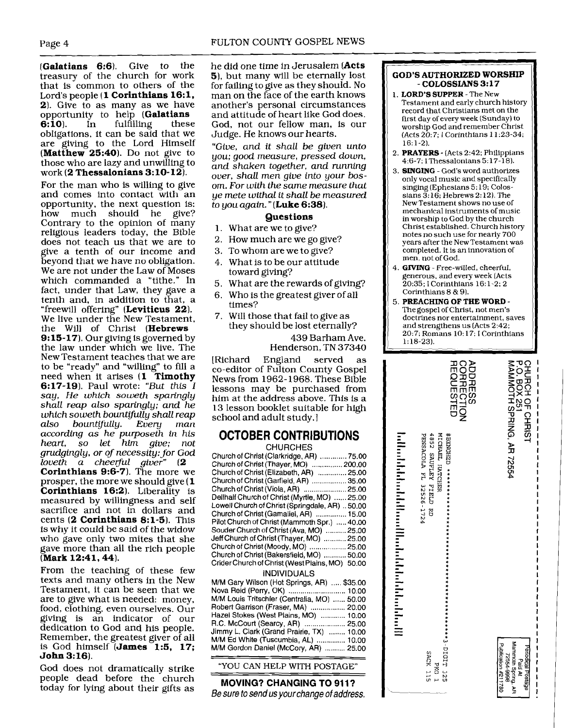(**Galatians 6:6**). Give to the treasury of the church for work that is common to others of the Lord's people (**1 Corinthians 16:1, 2**). Give to as many as we have opportunity to help (**Galatians 6:10**). In fulfilling these obligations, it can be said that we are giving to the Lord Himself (**Matthew 25:40**). Do not give to those who are lazy and unwilling to work (**2 Thessalonians 3:10-12**).

For the man who is willing to give and comes into contact with an opportunity, the next question is: how much should he give? Contrary to the opinion of many religious leaders today, the Bible does not teach us that we are to give a tenth of our income and beyond that we have no obligation. We are not under the Law of Moses which commanded a "tithe." In fact, under that Law, they gave a tenth and, in addition to that, a "freewill offering" (**Leviticus 22**). We live under the New Testament, the Will of Christ (**Hebrews 9:15-17**). Our giving is governed by the law under which we live. The New Testament teaches that we are to be "ready" and "willing" to fill a need when it arises (**1 Timothy 6:17-19**). Paul wrote: *"But this I say, He which soweth sparingly shall reap also sparingly; and he which soweth bountifully shall reap also bountifully. Every man according as he purposeth in his heart, so let him give; not grudgingly, or of necessity: for God loveth a cheerful giver"* (**2 Corinthians 9:6-7**). The more we prosper, the more we should give (**1 Corinthians 16:2**). Liberality is measured by willingness and self sacrifice and not in dollars and cents (**2 Corinthians 8:1-5**). This is why it could be said of the widow who gave only two mites that she gave more than all the rich people (**Mark 12:41, 44**).

From the teaching of these few texts and many others in the New Testament, it can be seen that we are to give what is needed: money, food, clothing, even ourselves. Our giving is an indicator of our dedication to God and his people. Remember, the greatest giver of all is God himself (**James 1:5, 17; John 3:16**).

God does not dramatically strike people dead before the church today for lying about their gifts as he did one time in Jerusalem (**Acts 5**), but many will be eternally lost for failing to give as they should. No man on the face of the earth knows another's personal circumstances and attitude of heart like God does. God, not our fellow man, is our Judge. He knows our hearts.

*"Give, and it shall be given unto you; good measure, pressed down, and shaken together, and running over, shall men give into your bosom. For with the same measure that ye mete withal it shall be measured to you again."* (**Luke 6:38**).

### Questions

1. What are we to give?
2. How much are we go give?
3. To whom are we to give?
4. What is to be our attitude toward giving?
5. What are the rewards of giving?
6. Who is the greatest giver of all times?
7. Will those that fail to give as they should be lost eternally?

439 Barham Ave.
Henderson, TN 37340

[Richard England served as co-editor of Fulton County Gospel News from 1962-1968. These Bible lessons may be purchased from him at the address above. This is a 13 lesson booklet suitable for high school and adult study.]

## OCTOBER CONTRIBUTIONS

**CHURCHES**

| | |
|---|---|
| Church of Christ (Clarkridge, AR) | 75.00 |
| Church of Christ (Thayer, MO) | 200.00 |
| Church of Christ (Elizabeth, AR) | 25.00 |
| Church of Christ (Garfield, AR) | 35.00 |
| Church of Christ (Viola, AR) | 25.00 |
| Dellhalf Church of Christ (Myrtle, MO) | 25.00 |
| Lowell Church of Christ (Springdale, AR) | 50.00 |
| Church of Christ (Gamaliel, AR) | 15.00 |
| Pilot Church of Christ (Mammoth Spr.) | 40.00 |
| Souder Church of Christ (Ava, MO) | 25.00 |
| Jeff Church of Christ (Thayer, MO) | 25.00 |
| Church of Christ (Moody, MO) | 25.00 |
| Church of Christ (Bakersfield, MO) | 50.00 |
| Crider Church of Christ (West Plains, MO) | 50.00 |

**INDIVIDUALS**

| | |
|---|---|
| M/M Gary Wilson (Hot Springs, AR) | $35.00 |
| Nova Reid (Perry, OK) | 10.00 |
| M/M Louis Tritschler (Centralia, MO) | 50.00 |
| Robert Garrison (Fraser, MA) | 20.00 |
| Hazel Stokes (West Plains, MO) | 10.00 |
| R.C. McCourt (Searcy, AR) | 25.00 |
| Jimmy L. Clark (Grand Prairie, TX) | 10.00 |
| M/M Ed White (Tuscumbia, AL) | 10.00 |
| M/M Gordon Daniel (McCory, AR) | 25.00 |

"YOU CAN HELP WITH POSTAGE"

**MOVING? CHANGING TO 911?**
*Be sure to send us your change of address.*

### GOD'S AUTHORIZED WORSHIP - COLOSSIANS 3:17

1. **LORD'S SUPPER** - The New Testament and early church history record that Christians met on the first day of every week (Sunday) to worship God and remember Christ (Acts 20:7; I Corinthians 11:23-34; 16:1-2).
2. **PRAYERS** - (Acts 2:42; Philippians 4:6-7; I Thessalonians 5:17-18).
3. **SINGING** - God's word authorizes only vocal music and specifically singing (Ephesians 5:19; Colossians 3:16; Hebrews 2:12). The New Testament shows no use of mechanical instruments of music in worship to God by the church Christ established. Church history notes no such use for nearly 700 years after the New Testament was completed. It is an innovation of men, not of God.
4. **GIVING** - Free-willed, cheerful, generous, and every week (Acts 20:35; I Corinthians 16:1-2; 2 Corinthians 8 & 9).
5. **PREACHING OF THE WORD** - The gospel of Christ, not men's doctrines nor entertainment, saves and strengthens us (Acts 2:42; 20:7; Romans 10:17; I Corinthians 1:18-23).

CHURCH OF CHRIST
P.O. BOX 251
MAMMOTH SPRING, AR 72554

ADDRESS CORRECTION REQUESTED

Periodical Postage Paid At Mammoth Spring, AR 72554-9998 Publication #211780

#BXNGHZD ****************************3-DIGIT 325
MICHAEL HATCHER
4852 SAUFLEY FIELD RD
PENSACOLA FL 32526-1724
PKG 1
SACK 115